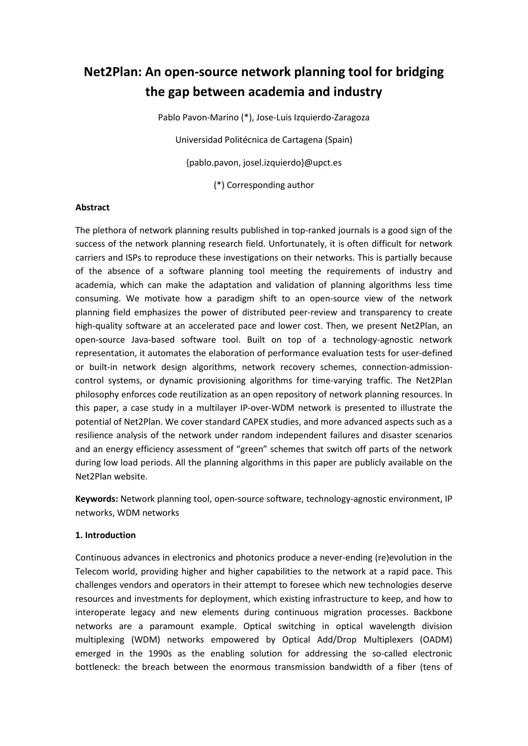# Net2Plan: An open-source network planning tool for bridging the gap between academia and industry

Pablo Pavon-Marino (*), Jose-Luis Izquierdo-Zaragoza

Universidad Politécnica de Cartagena (Spain)

{pablo.pavon, josel.izquierdo}@upct.es

(*) Corresponding author

**Abstract**

The plethora of network planning results published in top-ranked journals is a good sign of the success of the network planning research field. Unfortunately, it is often difficult for network carriers and ISPs to reproduce these investigations on their networks. This is partially because of the absence of a software planning tool meeting the requirements of industry and academia, which can make the adaptation and validation of planning algorithms less time consuming. We motivate how a paradigm shift to an open-source view of the network planning field emphasizes the power of distributed peer-review and transparency to create high-quality software at an accelerated pace and lower cost. Then, we present Net2Plan, an open-source Java-based software tool. Built on top of a technology-agnostic network representation, it automates the elaboration of performance evaluation tests for user-defined or built-in network design algorithms, network recovery schemes, connection-admission-control systems, or dynamic provisioning algorithms for time-varying traffic. The Net2Plan philosophy enforces code reutilization as an open repository of network planning resources. In this paper, a case study in a multilayer IP-over-WDM network is presented to illustrate the potential of Net2Plan. We cover standard CAPEX studies, and more advanced aspects such as a resilience analysis of the network under random independent failures and disaster scenarios and an energy efficiency assessment of "green" schemes that switch off parts of the network during low load periods. All the planning algorithms in this paper are publicly available on the Net2Plan website.

**Keywords:** Network planning tool, open-source software, technology-agnostic environment, IP networks, WDM networks

**1. Introduction**

Continuous advances in electronics and photonics produce a never-ending (re)evolution in the Telecom world, providing higher and higher capabilities to the network at a rapid pace. This challenges vendors and operators in their attempt to foresee which new technologies deserve resources and investments for deployment, which existing infrastructure to keep, and how to interoperate legacy and new elements during continuous migration processes. Backbone networks are a paramount example. Optical switching in optical wavelength division multiplexing (WDM) networks empowered by Optical Add/Drop Multiplexers (OADM) emerged in the 1990s as the enabling solution for addressing the so-called electronic bottleneck: the breach between the enormous transmission bandwidth of a fiber (tens of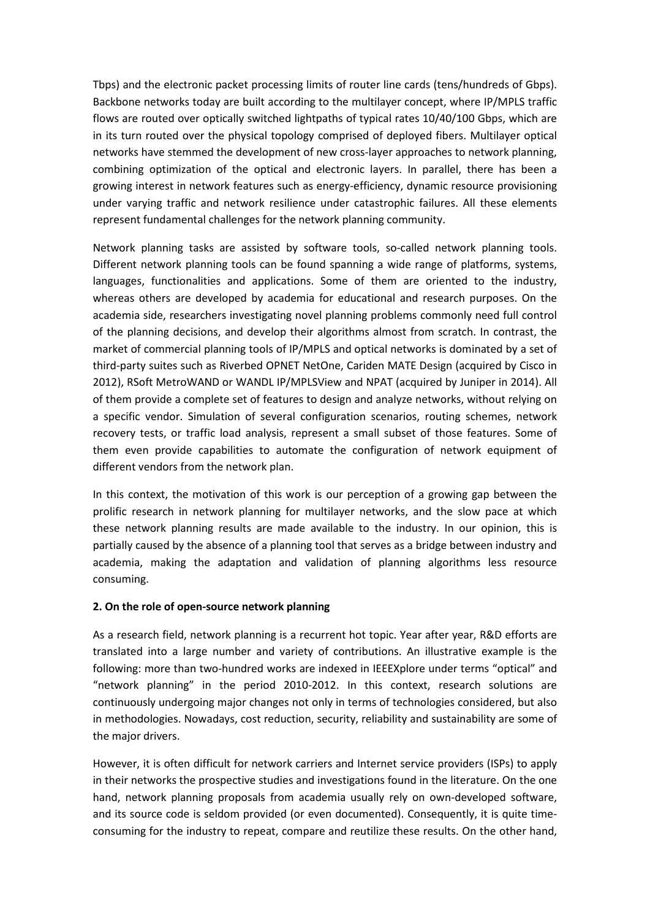Tbps) and the electronic packet processing limits of router line cards (tens/hundreds of Gbps). Backbone networks today are built according to the multilayer concept, where IP/MPLS traffic flows are routed over optically switched lightpaths of typical rates 10/40/100 Gbps, which are in its turn routed over the physical topology comprised of deployed fibers. Multilayer optical networks have stemmed the development of new cross-layer approaches to network planning, combining optimization of the optical and electronic layers. In parallel, there has been a growing interest in network features such as energy-efficiency, dynamic resource provisioning under varying traffic and network resilience under catastrophic failures. All these elements represent fundamental challenges for the network planning community.

Network planning tasks are assisted by software tools, so-called network planning tools. Different network planning tools can be found spanning a wide range of platforms, systems, languages, functionalities and applications. Some of them are oriented to the industry, whereas others are developed by academia for educational and research purposes. On the academia side, researchers investigating novel planning problems commonly need full control of the planning decisions, and develop their algorithms almost from scratch. In contrast, the market of commercial planning tools of IP/MPLS and optical networks is dominated by a set of third-party suites such as Riverbed OPNET NetOne, Cariden MATE Design (acquired by Cisco in 2012), RSoft MetroWAND or WANDL IP/MPLSView and NPAT (acquired by Juniper in 2014). All of them provide a complete set of features to design and analyze networks, without relying on a specific vendor. Simulation of several configuration scenarios, routing schemes, network recovery tests, or traffic load analysis, represent a small subset of those features. Some of them even provide capabilities to automate the configuration of network equipment of different vendors from the network plan.

In this context, the motivation of this work is our perception of a growing gap between the prolific research in network planning for multilayer networks, and the slow pace at which these network planning results are made available to the industry. In our opinion, this is partially caused by the absence of a planning tool that serves as a bridge between industry and academia, making the adaptation and validation of planning algorithms less resource consuming.

## 2. On the role of open-source network planning

As a research field, network planning is a recurrent hot topic. Year after year, R&D efforts are translated into a large number and variety of contributions. An illustrative example is the following: more than two-hundred works are indexed in IEEEXplore under terms "optical" and "network planning" in the period 2010-2012. In this context, research solutions are continuously undergoing major changes not only in terms of technologies considered, but also in methodologies. Nowadays, cost reduction, security, reliability and sustainability are some of the major drivers.

However, it is often difficult for network carriers and Internet service providers (ISPs) to apply in their networks the prospective studies and investigations found in the literature. On the one hand, network planning proposals from academia usually rely on own-developed software, and its source code is seldom provided (or even documented). Consequently, it is quite time-consuming for the industry to repeat, compare and reutilize these results. On the other hand,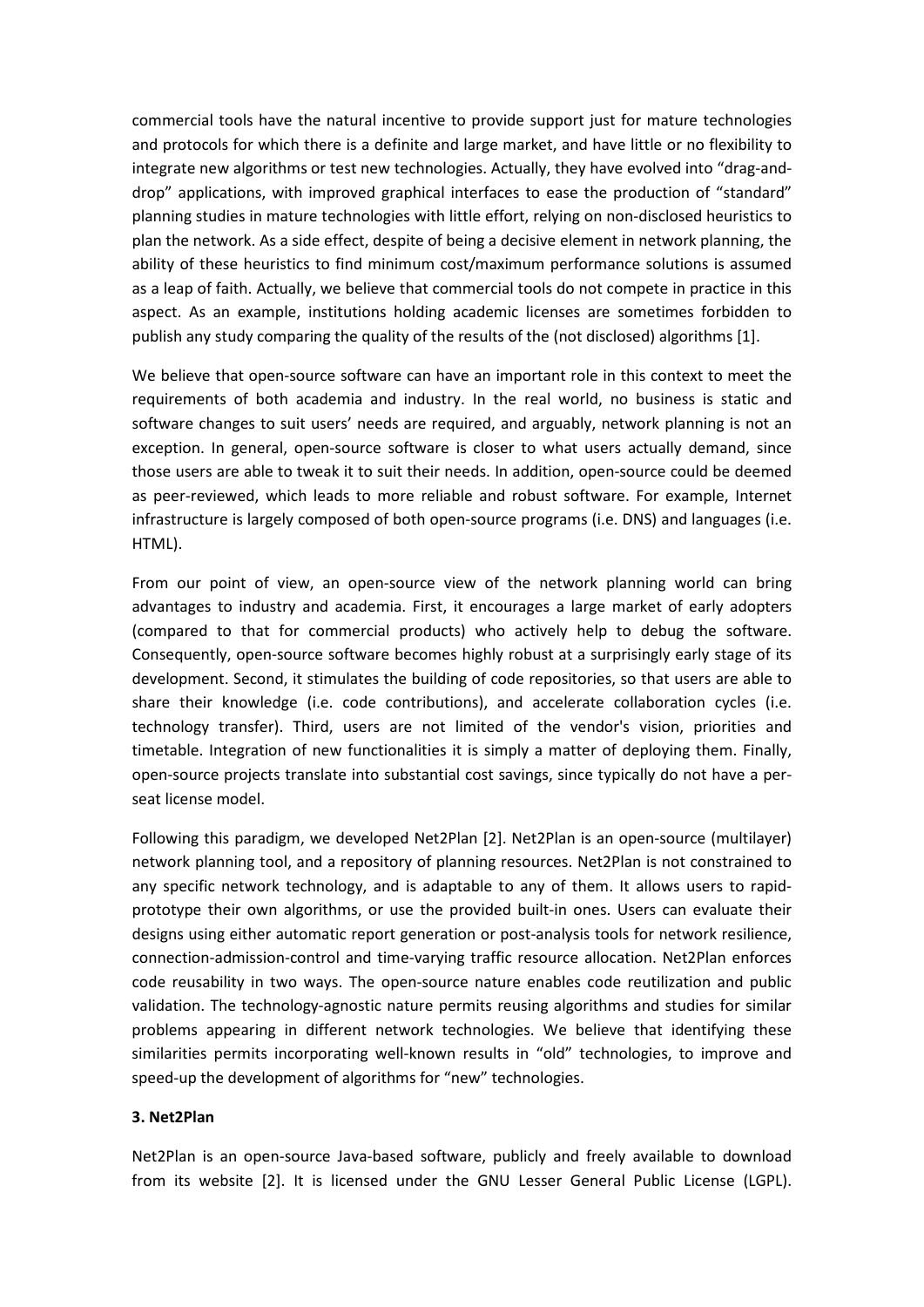commercial tools have the natural incentive to provide support just for mature technologies and protocols for which there is a definite and large market, and have little or no flexibility to integrate new algorithms or test new technologies. Actually, they have evolved into "drag-and-drop" applications, with improved graphical interfaces to ease the production of "standard" planning studies in mature technologies with little effort, relying on non-disclosed heuristics to plan the network. As a side effect, despite of being a decisive element in network planning, the ability of these heuristics to find minimum cost/maximum performance solutions is assumed as a leap of faith. Actually, we believe that commercial tools do not compete in practice in this aspect. As an example, institutions holding academic licenses are sometimes forbidden to publish any study comparing the quality of the results of the (not disclosed) algorithms [1].

We believe that open-source software can have an important role in this context to meet the requirements of both academia and industry. In the real world, no business is static and software changes to suit users' needs are required, and arguably, network planning is not an exception. In general, open-source software is closer to what users actually demand, since those users are able to tweak it to suit their needs. In addition, open-source could be deemed as peer-reviewed, which leads to more reliable and robust software. For example, Internet infrastructure is largely composed of both open-source programs (i.e. DNS) and languages (i.e. HTML).

From our point of view, an open-source view of the network planning world can bring advantages to industry and academia. First, it encourages a large market of early adopters (compared to that for commercial products) who actively help to debug the software. Consequently, open-source software becomes highly robust at a surprisingly early stage of its development. Second, it stimulates the building of code repositories, so that users are able to share their knowledge (i.e. code contributions), and accelerate collaboration cycles (i.e. technology transfer). Third, users are not limited of the vendor's vision, priorities and timetable. Integration of new functionalities it is simply a matter of deploying them. Finally, open-source projects translate into substantial cost savings, since typically do not have a per-seat license model.

Following this paradigm, we developed Net2Plan [2]. Net2Plan is an open-source (multilayer) network planning tool, and a repository of planning resources. Net2Plan is not constrained to any specific network technology, and is adaptable to any of them. It allows users to rapid-prototype their own algorithms, or use the provided built-in ones. Users can evaluate their designs using either automatic report generation or post-analysis tools for network resilience, connection-admission-control and time-varying traffic resource allocation. Net2Plan enforces code reusability in two ways. The open-source nature enables code reutilization and public validation. The technology-agnostic nature permits reusing algorithms and studies for similar problems appearing in different network technologies. We believe that identifying these similarities permits incorporating well-known results in "old" technologies, to improve and speed-up the development of algorithms for "new" technologies.

### 3. Net2Plan

Net2Plan is an open-source Java-based software, publicly and freely available to download from its website [2]. It is licensed under the GNU Lesser General Public License (LGPL).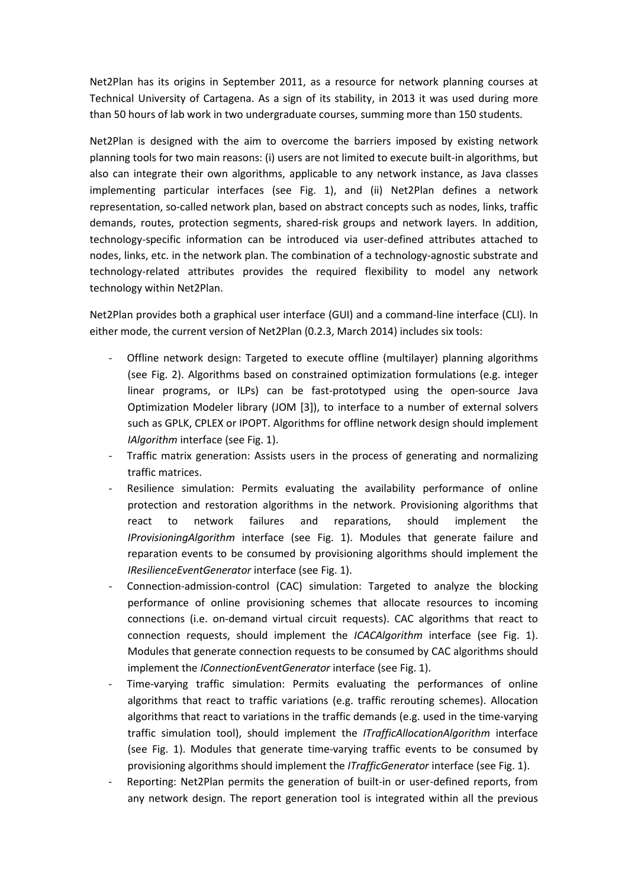Net2Plan has its origins in September 2011, as a resource for network planning courses at Technical University of Cartagena. As a sign of its stability, in 2013 it was used during more than 50 hours of lab work in two undergraduate courses, summing more than 150 students.

Net2Plan is designed with the aim to overcome the barriers imposed by existing network planning tools for two main reasons: (i) users are not limited to execute built-in algorithms, but also can integrate their own algorithms, applicable to any network instance, as Java classes implementing particular interfaces (see Fig. 1), and (ii) Net2Plan defines a network representation, so-called network plan, based on abstract concepts such as nodes, links, traffic demands, routes, protection segments, shared-risk groups and network layers. In addition, technology-specific information can be introduced via user-defined attributes attached to nodes, links, etc. in the network plan. The combination of a technology-agnostic substrate and technology-related attributes provides the required flexibility to model any network technology within Net2Plan.

Net2Plan provides both a graphical user interface (GUI) and a command-line interface (CLI). In either mode, the current version of Net2Plan (0.2.3, March 2014) includes six tools:

- Offline network design: Targeted to execute offline (multilayer) planning algorithms (see Fig. 2). Algorithms based on constrained optimization formulations (e.g. integer linear programs, or ILPs) can be fast-prototyped using the open-source Java Optimization Modeler library (JOM [3]), to interface to a number of external solvers such as GPLK, CPLEX or IPOPT. Algorithms for offline network design should implement *IAlgorithm* interface (see Fig. 1).
- Traffic matrix generation: Assists users in the process of generating and normalizing traffic matrices.
- Resilience simulation: Permits evaluating the availability performance of online protection and restoration algorithms in the network. Provisioning algorithms that react to network failures and reparations, should implement the *IProvisioningAlgorithm* interface (see Fig. 1). Modules that generate failure and reparation events to be consumed by provisioning algorithms should implement the *IResilienceEventGenerator* interface (see Fig. 1).
- Connection-admission-control (CAC) simulation: Targeted to analyze the blocking performance of online provisioning schemes that allocate resources to incoming connections (i.e. on-demand virtual circuit requests). CAC algorithms that react to connection requests, should implement the *ICACAlgorithm* interface (see Fig. 1). Modules that generate connection requests to be consumed by CAC algorithms should implement the *IConnectionEventGenerator* interface (see Fig. 1).
- Time-varying traffic simulation: Permits evaluating the performances of online algorithms that react to traffic variations (e.g. traffic rerouting schemes). Allocation algorithms that react to variations in the traffic demands (e.g. used in the time-varying traffic simulation tool), should implement the *ITrafficAllocationAlgorithm* interface (see Fig. 1). Modules that generate time-varying traffic events to be consumed by provisioning algorithms should implement the *ITrafficGenerator* interface (see Fig. 1).
- Reporting: Net2Plan permits the generation of built-in or user-defined reports, from any network design. The report generation tool is integrated within all the previous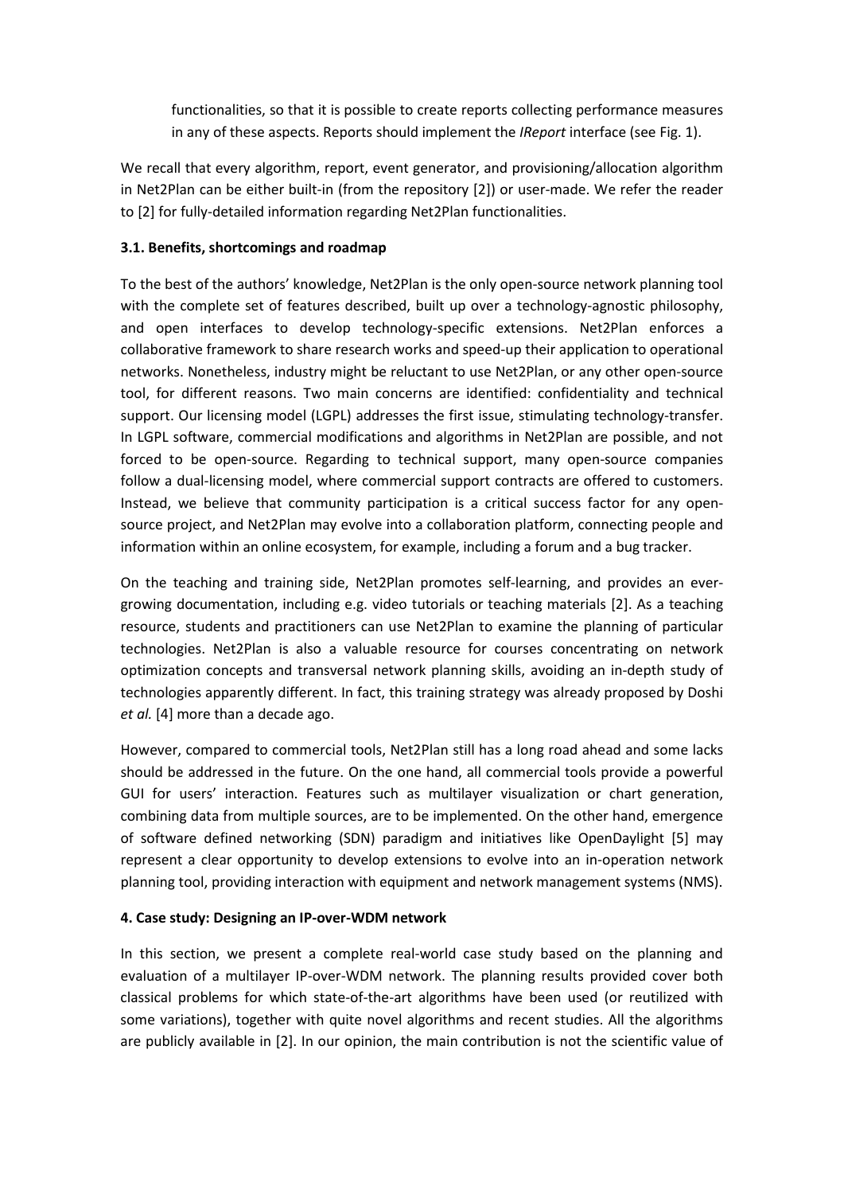functionalities, so that it is possible to create reports collecting performance measures in any of these aspects. Reports should implement the *IReport* interface (see Fig. 1).

We recall that every algorithm, report, event generator, and provisioning/allocation algorithm in Net2Plan can be either built-in (from the repository [2]) or user-made. We refer the reader to [2] for fully-detailed information regarding Net2Plan functionalities.

### 3.1. Benefits, shortcomings and roadmap

To the best of the authors' knowledge, Net2Plan is the only open-source network planning tool with the complete set of features described, built up over a technology-agnostic philosophy, and open interfaces to develop technology-specific extensions. Net2Plan enforces a collaborative framework to share research works and speed-up their application to operational networks. Nonetheless, industry might be reluctant to use Net2Plan, or any other open-source tool, for different reasons. Two main concerns are identified: confidentiality and technical support. Our licensing model (LGPL) addresses the first issue, stimulating technology-transfer. In LGPL software, commercial modifications and algorithms in Net2Plan are possible, and not forced to be open-source. Regarding to technical support, many open-source companies follow a dual-licensing model, where commercial support contracts are offered to customers. Instead, we believe that community participation is a critical success factor for any open-source project, and Net2Plan may evolve into a collaboration platform, connecting people and information within an online ecosystem, for example, including a forum and a bug tracker.

On the teaching and training side, Net2Plan promotes self-learning, and provides an ever-growing documentation, including e.g. video tutorials or teaching materials [2]. As a teaching resource, students and practitioners can use Net2Plan to examine the planning of particular technologies. Net2Plan is also a valuable resource for courses concentrating on network optimization concepts and transversal network planning skills, avoiding an in-depth study of technologies apparently different. In fact, this training strategy was already proposed by Doshi *et al.* [4] more than a decade ago.

However, compared to commercial tools, Net2Plan still has a long road ahead and some lacks should be addressed in the future. On the one hand, all commercial tools provide a powerful GUI for users' interaction. Features such as multilayer visualization or chart generation, combining data from multiple sources, are to be implemented. On the other hand, emergence of software defined networking (SDN) paradigm and initiatives like OpenDaylight [5] may represent a clear opportunity to develop extensions to evolve into an in-operation network planning tool, providing interaction with equipment and network management systems (NMS).

## 4. Case study: Designing an IP-over-WDM network

In this section, we present a complete real-world case study based on the planning and evaluation of a multilayer IP-over-WDM network. The planning results provided cover both classical problems for which state-of-the-art algorithms have been used (or reutilized with some variations), together with quite novel algorithms and recent studies. All the algorithms are publicly available in [2]. In our opinion, the main contribution is not the scientific value of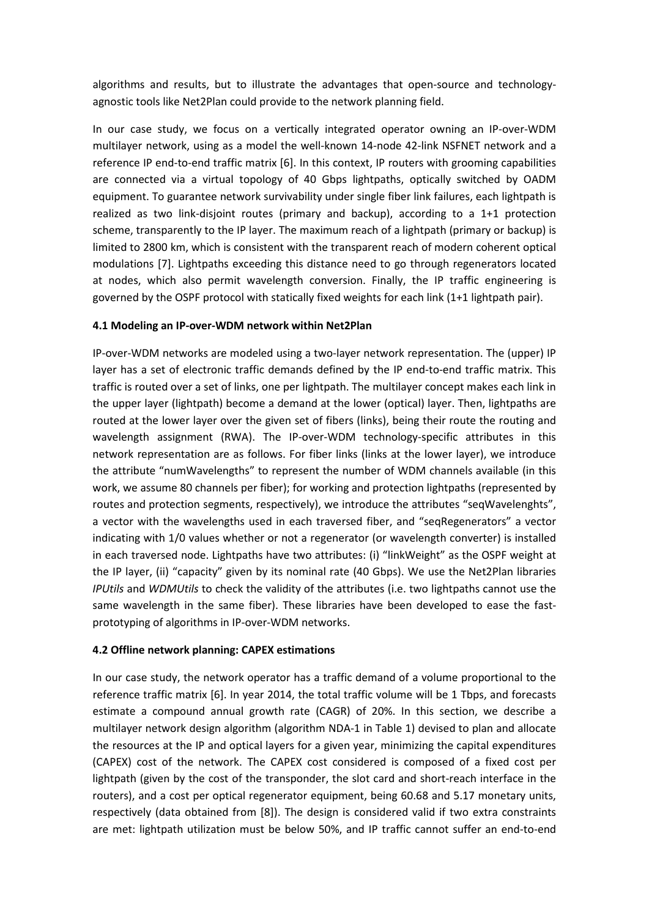algorithms and results, but to illustrate the advantages that open-source and technology-agnostic tools like Net2Plan could provide to the network planning field.

In our case study, we focus on a vertically integrated operator owning an IP-over-WDM multilayer network, using as a model the well-known 14-node 42-link NSFNET network and a reference IP end-to-end traffic matrix [6]. In this context, IP routers with grooming capabilities are connected via a virtual topology of 40 Gbps lightpaths, optically switched by OADM equipment. To guarantee network survivability under single fiber link failures, each lightpath is realized as two link-disjoint routes (primary and backup), according to a 1+1 protection scheme, transparently to the IP layer. The maximum reach of a lightpath (primary or backup) is limited to 2800 km, which is consistent with the transparent reach of modern coherent optical modulations [7]. Lightpaths exceeding this distance need to go through regenerators located at nodes, which also permit wavelength conversion. Finally, the IP traffic engineering is governed by the OSPF protocol with statically fixed weights for each link (1+1 lightpath pair).

### 4.1 Modeling an IP-over-WDM network within Net2Plan

IP-over-WDM networks are modeled using a two-layer network representation. The (upper) IP layer has a set of electronic traffic demands defined by the IP end-to-end traffic matrix. This traffic is routed over a set of links, one per lightpath. The multilayer concept makes each link in the upper layer (lightpath) become a demand at the lower (optical) layer. Then, lightpaths are routed at the lower layer over the given set of fibers (links), being their route the routing and wavelength assignment (RWA). The IP-over-WDM technology-specific attributes in this network representation are as follows. For fiber links (links at the lower layer), we introduce the attribute "numWavelengths" to represent the number of WDM channels available (in this work, we assume 80 channels per fiber); for working and protection lightpaths (represented by routes and protection segments, respectively), we introduce the attributes "seqWavelenghts", a vector with the wavelengths used in each traversed fiber, and "seqRegenerators" a vector indicating with 1/0 values whether or not a regenerator (or wavelength converter) is installed in each traversed node. Lightpaths have two attributes: (i) "linkWeight" as the OSPF weight at the IP layer, (ii) "capacity" given by its nominal rate (40 Gbps). We use the Net2Plan libraries *IPUtils* and *WDMUtils* to check the validity of the attributes (i.e. two lightpaths cannot use the same wavelength in the same fiber). These libraries have been developed to ease the fast-prototyping of algorithms in IP-over-WDM networks.

### 4.2 Offline network planning: CAPEX estimations

In our case study, the network operator has a traffic demand of a volume proportional to the reference traffic matrix [6]. In year 2014, the total traffic volume will be 1 Tbps, and forecasts estimate a compound annual growth rate (CAGR) of 20%. In this section, we describe a multilayer network design algorithm (algorithm NDA-1 in Table 1) devised to plan and allocate the resources at the IP and optical layers for a given year, minimizing the capital expenditures (CAPEX) cost of the network. The CAPEX cost considered is composed of a fixed cost per lightpath (given by the cost of the transponder, the slot card and short-reach interface in the routers), and a cost per optical regenerator equipment, being 60.68 and 5.17 monetary units, respectively (data obtained from [8]). The design is considered valid if two extra constraints are met: lightpath utilization must be below 50%, and IP traffic cannot suffer an end-to-end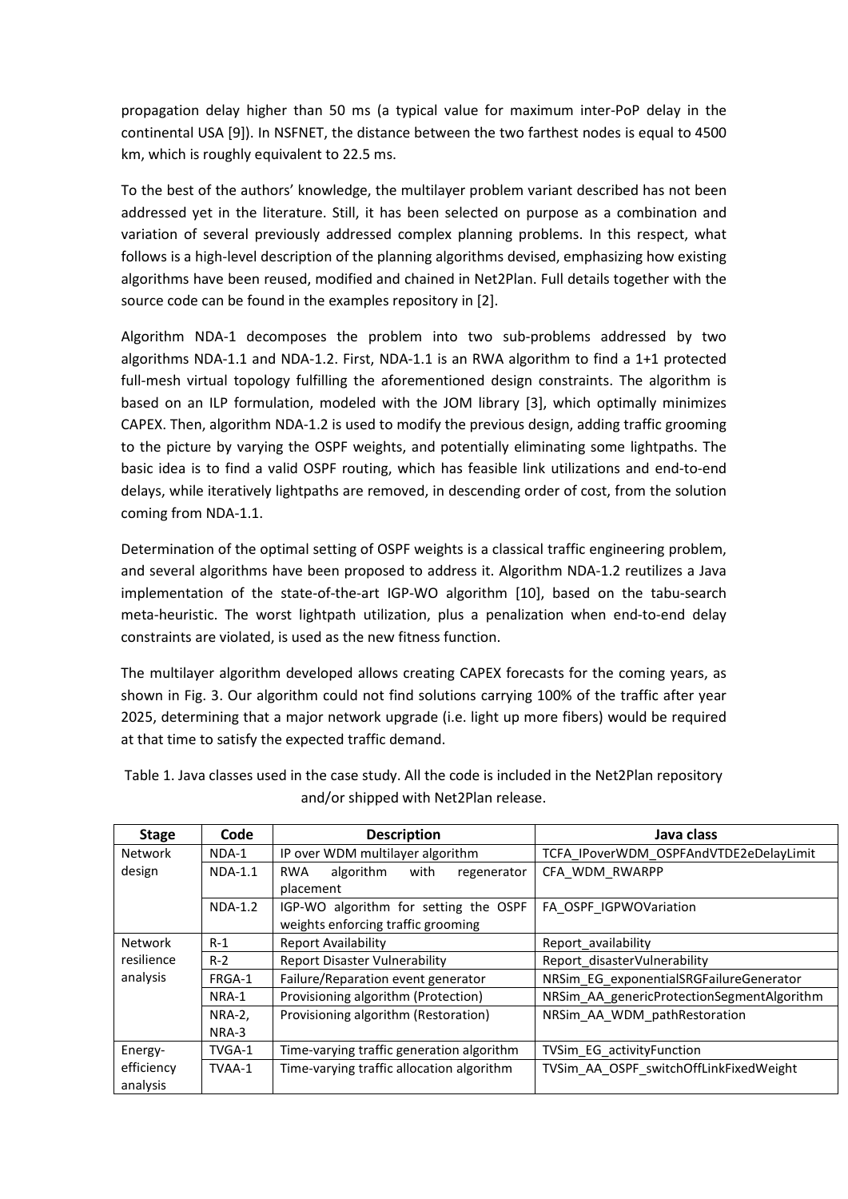propagation delay higher than 50 ms (a typical value for maximum inter-PoP delay in the continental USA [9]). In NSFNET, the distance between the two farthest nodes is equal to 4500 km, which is roughly equivalent to 22.5 ms.

To the best of the authors' knowledge, the multilayer problem variant described has not been addressed yet in the literature. Still, it has been selected on purpose as a combination and variation of several previously addressed complex planning problems. In this respect, what follows is a high-level description of the planning algorithms devised, emphasizing how existing algorithms have been reused, modified and chained in Net2Plan. Full details together with the source code can be found in the examples repository in [2].

Algorithm NDA-1 decomposes the problem into two sub-problems addressed by two algorithms NDA-1.1 and NDA-1.2. First, NDA-1.1 is an RWA algorithm to find a 1+1 protected full-mesh virtual topology fulfilling the aforementioned design constraints. The algorithm is based on an ILP formulation, modeled with the JOM library [3], which optimally minimizes CAPEX. Then, algorithm NDA-1.2 is used to modify the previous design, adding traffic grooming to the picture by varying the OSPF weights, and potentially eliminating some lightpaths. The basic idea is to find a valid OSPF routing, which has feasible link utilizations and end-to-end delays, while iteratively lightpaths are removed, in descending order of cost, from the solution coming from NDA-1.1.

Determination of the optimal setting of OSPF weights is a classical traffic engineering problem, and several algorithms have been proposed to address it. Algorithm NDA-1.2 reutilizes a Java implementation of the state-of-the-art IGP-WO algorithm [10], based on the tabu-search meta-heuristic. The worst lightpath utilization, plus a penalization when end-to-end delay constraints are violated, is used as the new fitness function.

The multilayer algorithm developed allows creating CAPEX forecasts for the coming years, as shown in Fig. 3. Our algorithm could not find solutions carrying 100% of the traffic after year 2025, determining that a major network upgrade (i.e. light up more fibers) would be required at that time to satisfy the expected traffic demand.

Table 1. Java classes used in the case study. All the code is included in the Net2Plan repository and/or shipped with Net2Plan release.

| Stage | Code | Description | Java class |
|---|---|---|---|
| Network design | NDA-1 | IP over WDM multilayer algorithm | TCFA_IPoverWDM_OSPFAndVTDE2eDelayLimit |
| | NDA-1.1 | RWA algorithm with regenerator placement | CFA_WDM_RWARPP |
| | NDA-1.2 | IGP-WO algorithm for setting the OSPF weights enforcing traffic grooming | FA_OSPF_IGPWOVariation |
| Network resilience analysis | R-1 | Report Availability | Report_availability |
| | R-2 | Report Disaster Vulnerability | Report_disasterVulnerability |
| | FRGA-1 | Failure/Reparation event generator | NRSim_EG_exponentialSRGFailureGenerator |
| | NRA-1 | Provisioning algorithm (Protection) | NRSim_AA_genericProtectionSegmentAlgorithm |
| | NRA-2, NRA-3 | Provisioning algorithm (Restoration) | NRSim_AA_WDM_pathRestoration |
| Energy-efficiency analysis | TVGA-1 | Time-varying traffic generation algorithm | TVSim_EG_activityFunction |
| | TVAA-1 | Time-varying traffic allocation algorithm | TVSim_AA_OSPF_switchOffLinkFixedWeight |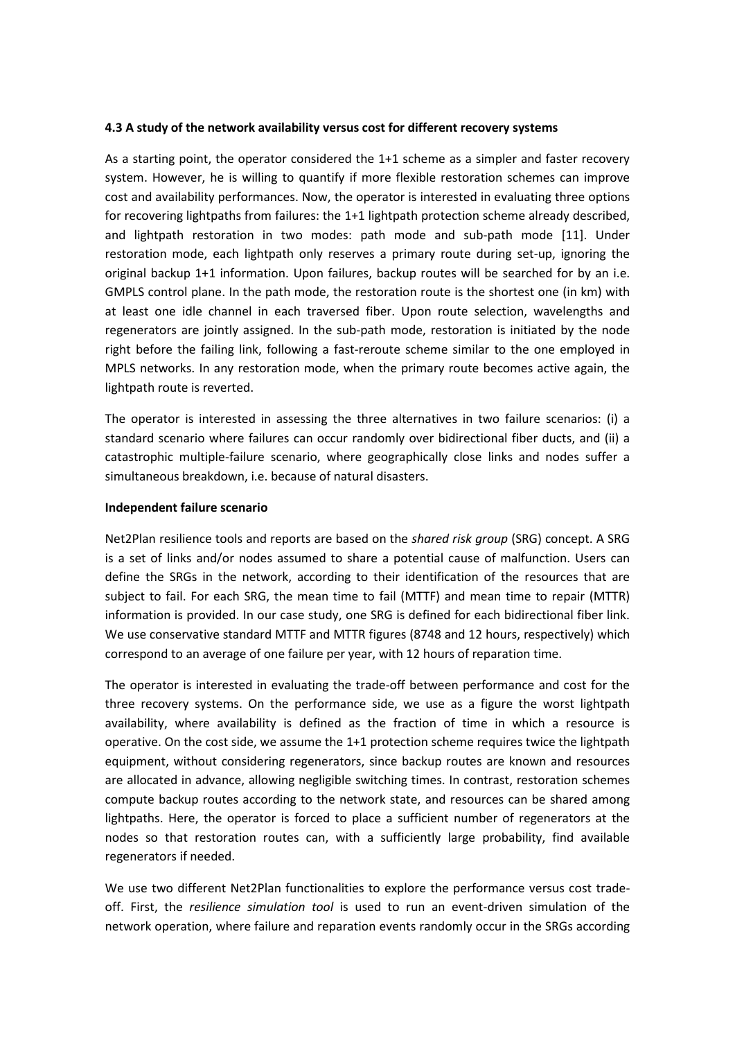#### 4.3 A study of the network availability versus cost for different recovery systems

As a starting point, the operator considered the 1+1 scheme as a simpler and faster recovery system. However, he is willing to quantify if more flexible restoration schemes can improve cost and availability performances. Now, the operator is interested in evaluating three options for recovering lightpaths from failures: the 1+1 lightpath protection scheme already described, and lightpath restoration in two modes: path mode and sub-path mode [11]. Under restoration mode, each lightpath only reserves a primary route during set-up, ignoring the original backup 1+1 information. Upon failures, backup routes will be searched for by an i.e. GMPLS control plane. In the path mode, the restoration route is the shortest one (in km) with at least one idle channel in each traversed fiber. Upon route selection, wavelengths and regenerators are jointly assigned. In the sub-path mode, restoration is initiated by the node right before the failing link, following a fast-reroute scheme similar to the one employed in MPLS networks. In any restoration mode, when the primary route becomes active again, the lightpath route is reverted.

The operator is interested in assessing the three alternatives in two failure scenarios: (i) a standard scenario where failures can occur randomly over bidirectional fiber ducts, and (ii) a catastrophic multiple-failure scenario, where geographically close links and nodes suffer a simultaneous breakdown, i.e. because of natural disasters.

**Independent failure scenario**

Net2Plan resilience tools and reports are based on the *shared risk group* (SRG) concept. A SRG is a set of links and/or nodes assumed to share a potential cause of malfunction. Users can define the SRGs in the network, according to their identification of the resources that are subject to fail. For each SRG, the mean time to fail (MTTF) and mean time to repair (MTTR) information is provided. In our case study, one SRG is defined for each bidirectional fiber link. We use conservative standard MTTF and MTTR figures (8748 and 12 hours, respectively) which correspond to an average of one failure per year, with 12 hours of reparation time.

The operator is interested in evaluating the trade-off between performance and cost for the three recovery systems. On the performance side, we use as a figure the worst lightpath availability, where availability is defined as the fraction of time in which a resource is operative. On the cost side, we assume the 1+1 protection scheme requires twice the lightpath equipment, without considering regenerators, since backup routes are known and resources are allocated in advance, allowing negligible switching times. In contrast, restoration schemes compute backup routes according to the network state, and resources can be shared among lightpaths. Here, the operator is forced to place a sufficient number of regenerators at the nodes so that restoration routes can, with a sufficiently large probability, find available regenerators if needed.

We use two different Net2Plan functionalities to explore the performance versus cost trade-off. First, the *resilience simulation tool* is used to run an event-driven simulation of the network operation, where failure and reparation events randomly occur in the SRGs according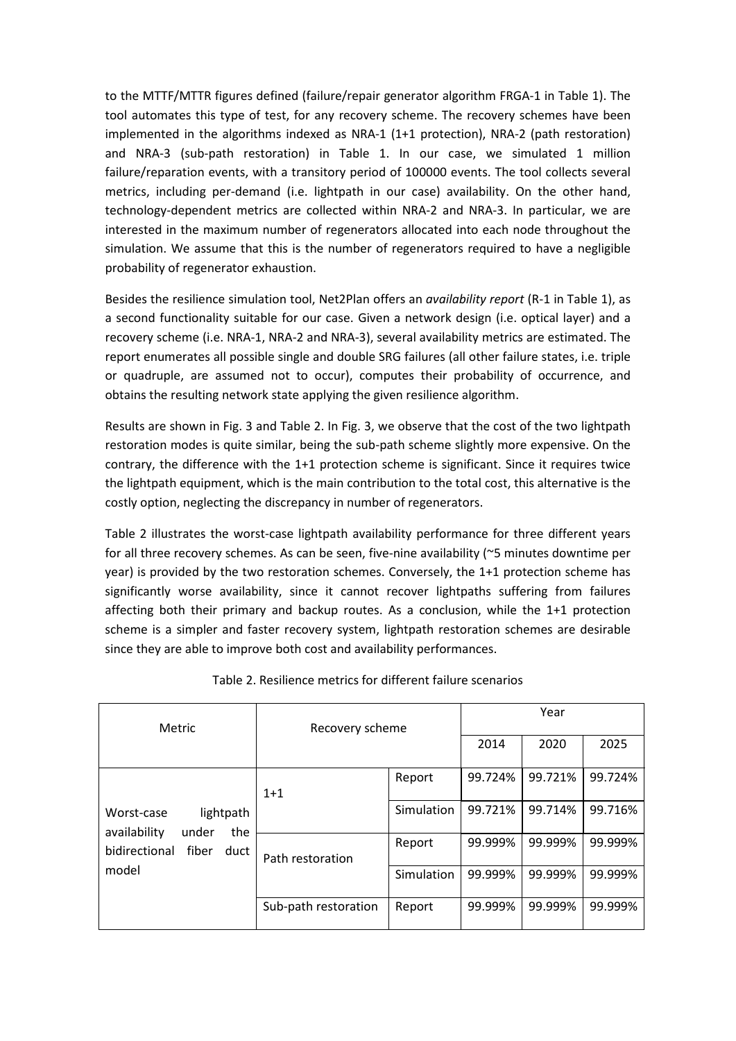to the MTTF/MTTR figures defined (failure/repair generator algorithm FRGA-1 in Table 1). The tool automates this type of test, for any recovery scheme. The recovery schemes have been implemented in the algorithms indexed as NRA-1 (1+1 protection), NRA-2 (path restoration) and NRA-3 (sub-path restoration) in Table 1. In our case, we simulated 1 million failure/reparation events, with a transitory period of 100000 events. The tool collects several metrics, including per-demand (i.e. lightpath in our case) availability. On the other hand, technology-dependent metrics are collected within NRA-2 and NRA-3. In particular, we are interested in the maximum number of regenerators allocated into each node throughout the simulation. We assume that this is the number of regenerators required to have a negligible probability of regenerator exhaustion.

Besides the resilience simulation tool, Net2Plan offers an *availability report* (R-1 in Table 1), as a second functionality suitable for our case. Given a network design (i.e. optical layer) and a recovery scheme (i.e. NRA-1, NRA-2 and NRA-3), several availability metrics are estimated. The report enumerates all possible single and double SRG failures (all other failure states, i.e. triple or quadruple, are assumed not to occur), computes their probability of occurrence, and obtains the resulting network state applying the given resilience algorithm.

Results are shown in Fig. 3 and Table 2. In Fig. 3, we observe that the cost of the two lightpath restoration modes is quite similar, being the sub-path scheme slightly more expensive. On the contrary, the difference with the 1+1 protection scheme is significant. Since it requires twice the lightpath equipment, which is the main contribution to the total cost, this alternative is the costly option, neglecting the discrepancy in number of regenerators.

Table 2 illustrates the worst-case lightpath availability performance for three different years for all three recovery schemes. As can be seen, five-nine availability (~5 minutes downtime per year) is provided by the two restoration schemes. Conversely, the 1+1 protection scheme has significantly worse availability, since it cannot recover lightpaths suffering from failures affecting both their primary and backup routes. As a conclusion, while the 1+1 protection scheme is a simpler and faster recovery system, lightpath restoration schemes are desirable since they are able to improve both cost and availability performances.

Table 2. Resilience metrics for different failure scenarios

| Metric | Recovery scheme | | Year | | |
|---|---|---|---|---|---|
| | | | 2014 | 2020 | 2025 |
| Worst-case lightpath availability under the bidirectional fiber duct model | 1+1 | Report | 99.724% | 99.721% | 99.724% |
| | | Simulation | 99.721% | 99.714% | 99.716% |
| | Path restoration | Report | 99.999% | 99.999% | 99.999% |
| | | Simulation | 99.999% | 99.999% | 99.999% |
| | Sub-path restoration | Report | 99.999% | 99.999% | 99.999% |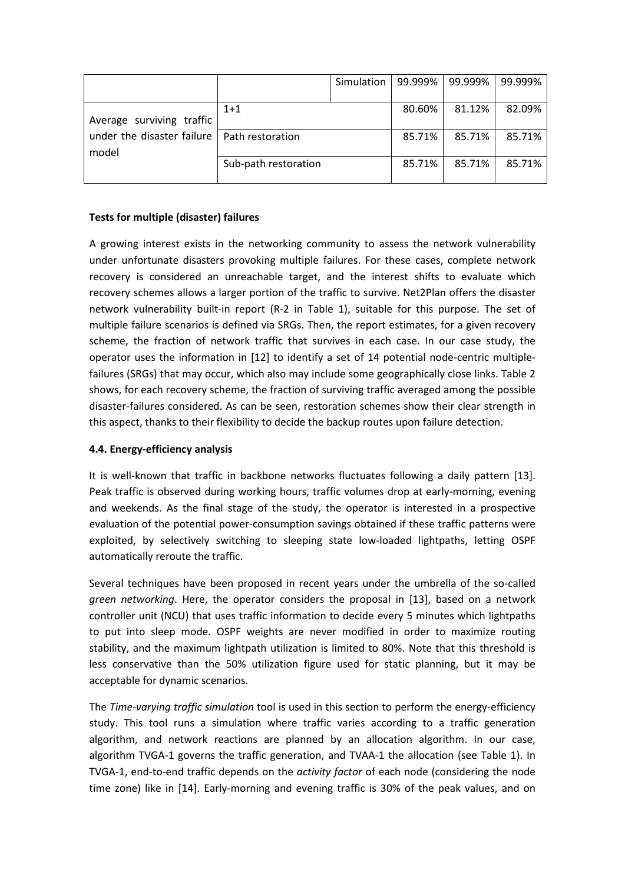| | | Simulation | 99.999% | 99.999% | 99.999% |
|---|---|---|---|---|---|
| Average surviving traffic under the disaster failure model | 1+1 | | 80.60% | 81.12% | 82.09% |
| | Path restoration | | 85.71% | 85.71% | 85.71% |
| | Sub-path restoration | | 85.71% | 85.71% | 85.71% |

**Tests for multiple (disaster) failures**

A growing interest exists in the networking community to assess the network vulnerability under unfortunate disasters provoking multiple failures. For these cases, complete network recovery is considered an unreachable target, and the interest shifts to evaluate which recovery schemes allows a larger portion of the traffic to survive. Net2Plan offers the disaster network vulnerability built-in report (R-2 in Table 1), suitable for this purpose. The set of multiple failure scenarios is defined via SRGs. Then, the report estimates, for a given recovery scheme, the fraction of network traffic that survives in each case. In our case study, the operator uses the information in [12] to identify a set of 14 potential node-centric multiple-failures (SRGs) that may occur, which also may include some geographically close links. Table 2 shows, for each recovery scheme, the fraction of surviving traffic averaged among the possible disaster-failures considered. As can be seen, restoration schemes show their clear strength in this aspect, thanks to their flexibility to decide the backup routes upon failure detection.

### 4.4. Energy-efficiency analysis

It is well-known that traffic in backbone networks fluctuates following a daily pattern [13]. Peak traffic is observed during working hours, traffic volumes drop at early-morning, evening and weekends. As the final stage of the study, the operator is interested in a prospective evaluation of the potential power-consumption savings obtained if these traffic patterns were exploited, by selectively switching to sleeping state low-loaded lightpaths, letting OSPF automatically reroute the traffic.

Several techniques have been proposed in recent years under the umbrella of the so-called *green networking*. Here, the operator considers the proposal in [13], based on a network controller unit (NCU) that uses traffic information to decide every 5 minutes which lightpaths to put into sleep mode. OSPF weights are never modified in order to maximize routing stability, and the maximum lightpath utilization is limited to 80%. Note that this threshold is less conservative than the 50% utilization figure used for static planning, but it may be acceptable for dynamic scenarios.

The *Time-varying traffic simulation* tool is used in this section to perform the energy-efficiency study. This tool runs a simulation where traffic varies according to a traffic generation algorithm, and network reactions are planned by an allocation algorithm. In our case, algorithm TVGA-1 governs the traffic generation, and TVAA-1 the allocation (see Table 1). In TVGA-1, end-to-end traffic depends on the *activity factor* of each node (considering the node time zone) like in [14]. Early-morning and evening traffic is 30% of the peak values, and on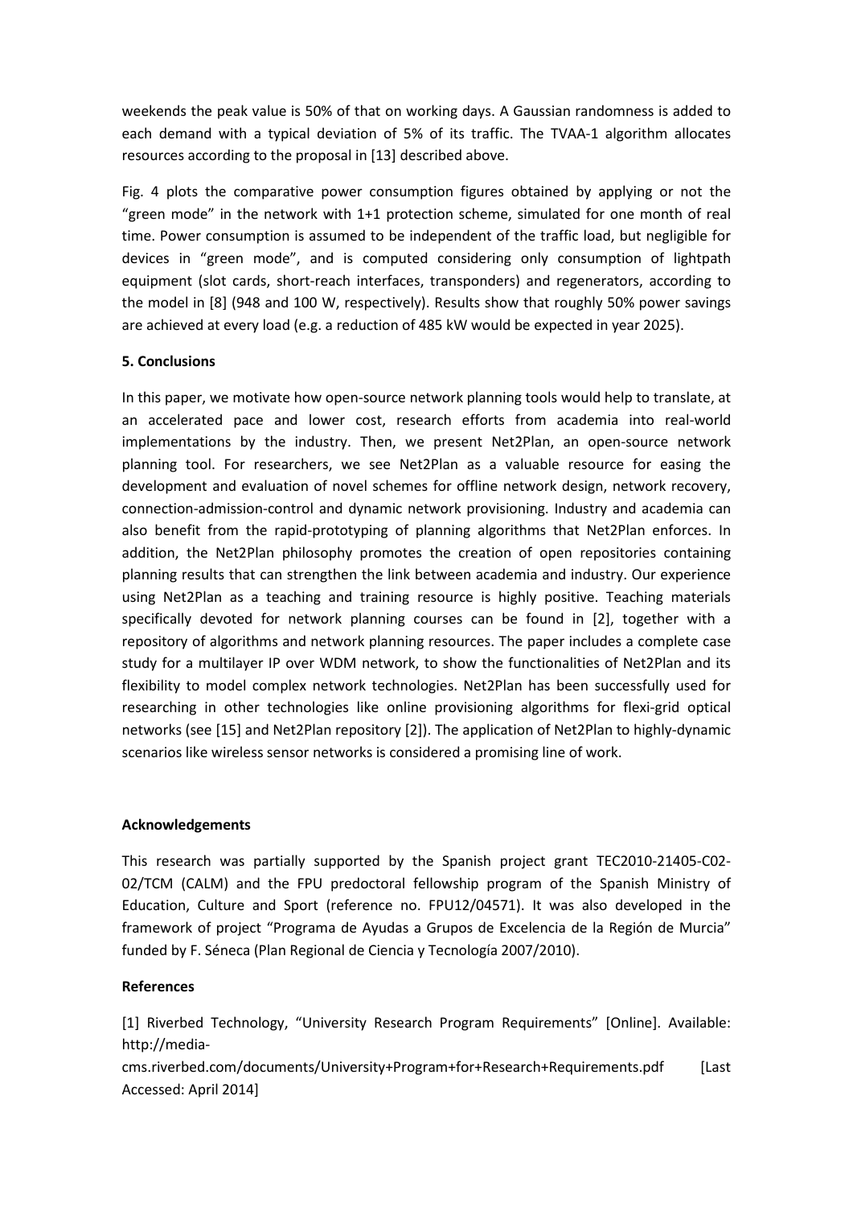weekends the peak value is 50% of that on working days. A Gaussian randomness is added to each demand with a typical deviation of 5% of its traffic. The TVAA-1 algorithm allocates resources according to the proposal in [13] described above.

Fig. 4 plots the comparative power consumption figures obtained by applying or not the "green mode" in the network with 1+1 protection scheme, simulated for one month of real time. Power consumption is assumed to be independent of the traffic load, but negligible for devices in "green mode", and is computed considering only consumption of lightpath equipment (slot cards, short-reach interfaces, transponders) and regenerators, according to the model in [8] (948 and 100 W, respectively). Results show that roughly 50% power savings are achieved at every load (e.g. a reduction of 485 kW would be expected in year 2025).

## 5. Conclusions

In this paper, we motivate how open-source network planning tools would help to translate, at an accelerated pace and lower cost, research efforts from academia into real-world implementations by the industry. Then, we present Net2Plan, an open-source network planning tool. For researchers, we see Net2Plan as a valuable resource for easing the development and evaluation of novel schemes for offline network design, network recovery, connection-admission-control and dynamic network provisioning. Industry and academia can also benefit from the rapid-prototyping of planning algorithms that Net2Plan enforces. In addition, the Net2Plan philosophy promotes the creation of open repositories containing planning results that can strengthen the link between academia and industry. Our experience using Net2Plan as a teaching and training resource is highly positive. Teaching materials specifically devoted for network planning courses can be found in [2], together with a repository of algorithms and network planning resources. The paper includes a complete case study for a multilayer IP over WDM network, to show the functionalities of Net2Plan and its flexibility to model complex network technologies. Net2Plan has been successfully used for researching in other technologies like online provisioning algorithms for flexi-grid optical networks (see [15] and Net2Plan repository [2]). The application of Net2Plan to highly-dynamic scenarios like wireless sensor networks is considered a promising line of work.

## Acknowledgements

This research was partially supported by the Spanish project grant TEC2010-21405-C02-02/TCM (CALM) and the FPU predoctoral fellowship program of the Spanish Ministry of Education, Culture and Sport (reference no. FPU12/04571). It was also developed in the framework of project "Programa de Ayudas a Grupos de Excelencia de la Región de Murcia" funded by F. Séneca (Plan Regional de Ciencia y Tecnología 2007/2010).

## References

[1] Riverbed Technology, "University Research Program Requirements" [Online]. Available: http://media-cms.riverbed.com/documents/University+Program+for+Research+Requirements.pdf [Last Accessed: April 2014]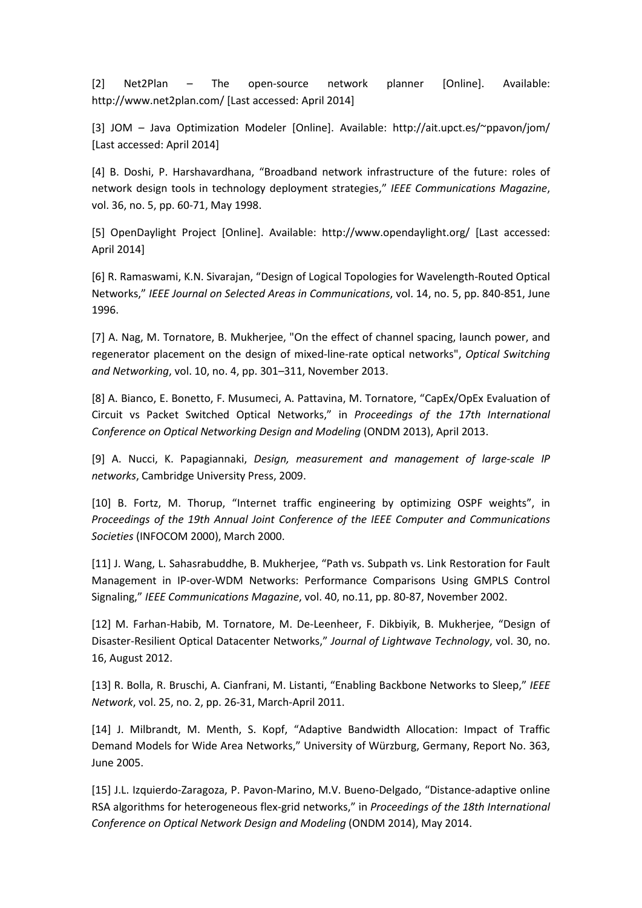[2] Net2Plan – The open-source network planner [Online]. Available: http://www.net2plan.com/ [Last accessed: April 2014]

[3] JOM – Java Optimization Modeler [Online]. Available: http://ait.upct.es/~ppavon/jom/ [Last accessed: April 2014]

[4] B. Doshi, P. Harshavardhana, "Broadband network infrastructure of the future: roles of network design tools in technology deployment strategies," *IEEE Communications Magazine*, vol. 36, no. 5, pp. 60-71, May 1998.

[5] OpenDaylight Project [Online]. Available: http://www.opendaylight.org/ [Last accessed: April 2014]

[6] R. Ramaswami, K.N. Sivarajan, "Design of Logical Topologies for Wavelength-Routed Optical Networks," *IEEE Journal on Selected Areas in Communications*, vol. 14, no. 5, pp. 840-851, June 1996.

[7] A. Nag, M. Tornatore, B. Mukherjee, "On the effect of channel spacing, launch power, and regenerator placement on the design of mixed-line-rate optical networks", *Optical Switching and Networking*, vol. 10, no. 4, pp. 301–311, November 2013.

[8] A. Bianco, E. Bonetto, F. Musumeci, A. Pattavina, M. Tornatore, "CapEx/OpEx Evaluation of Circuit vs Packet Switched Optical Networks," in *Proceedings of the 17th International Conference on Optical Networking Design and Modeling* (ONDM 2013), April 2013.

[9] A. Nucci, K. Papagiannaki, *Design, measurement and management of large-scale IP networks*, Cambridge University Press, 2009.

[10] B. Fortz, M. Thorup, "Internet traffic engineering by optimizing OSPF weights", in *Proceedings of the 19th Annual Joint Conference of the IEEE Computer and Communications Societies* (INFOCOM 2000), March 2000.

[11] J. Wang, L. Sahasrabuddhe, B. Mukherjee, "Path vs. Subpath vs. Link Restoration for Fault Management in IP-over-WDM Networks: Performance Comparisons Using GMPLS Control Signaling," *IEEE Communications Magazine*, vol. 40, no.11, pp. 80-87, November 2002.

[12] M. Farhan-Habib, M. Tornatore, M. De-Leenheer, F. Dikbiyik, B. Mukherjee, "Design of Disaster-Resilient Optical Datacenter Networks," *Journal of Lightwave Technology*, vol. 30, no. 16, August 2012.

[13] R. Bolla, R. Bruschi, A. Cianfrani, M. Listanti, "Enabling Backbone Networks to Sleep," *IEEE Network*, vol. 25, no. 2, pp. 26-31, March-April 2011.

[14] J. Milbrandt, M. Menth, S. Kopf, "Adaptive Bandwidth Allocation: Impact of Traffic Demand Models for Wide Area Networks," University of Würzburg, Germany, Report No. 363, June 2005.

[15] J.L. Izquierdo-Zaragoza, P. Pavon-Marino, M.V. Bueno-Delgado, "Distance-adaptive online RSA algorithms for heterogeneous flex-grid networks," in *Proceedings of the 18th International Conference on Optical Network Design and Modeling* (ONDM 2014), May 2014.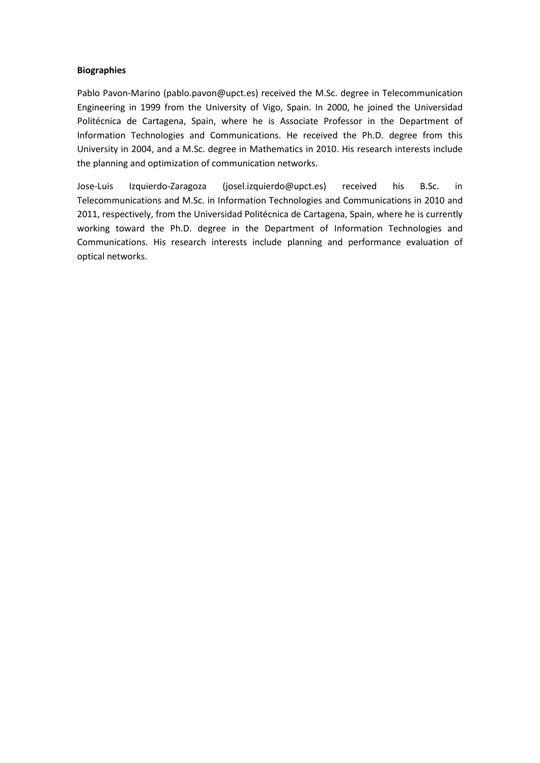**Biographies**

Pablo Pavon-Marino (pablo.pavon@upct.es) received the M.Sc. degree in Telecommunication Engineering in 1999 from the University of Vigo, Spain. In 2000, he joined the Universidad Politécnica de Cartagena, Spain, where he is Associate Professor in the Department of Information Technologies and Communications. He received the Ph.D. degree from this University in 2004, and a M.Sc. degree in Mathematics in 2010. His research interests include the planning and optimization of communication networks.

Jose-Luis Izquierdo-Zaragoza (josel.izquierdo@upct.es) received his B.Sc. in Telecommunications and M.Sc. in Information Technologies and Communications in 2010 and 2011, respectively, from the Universidad Politécnica de Cartagena, Spain, where he is currently working toward the Ph.D. degree in the Department of Information Technologies and Communications. His research interests include planning and performance evaluation of optical networks.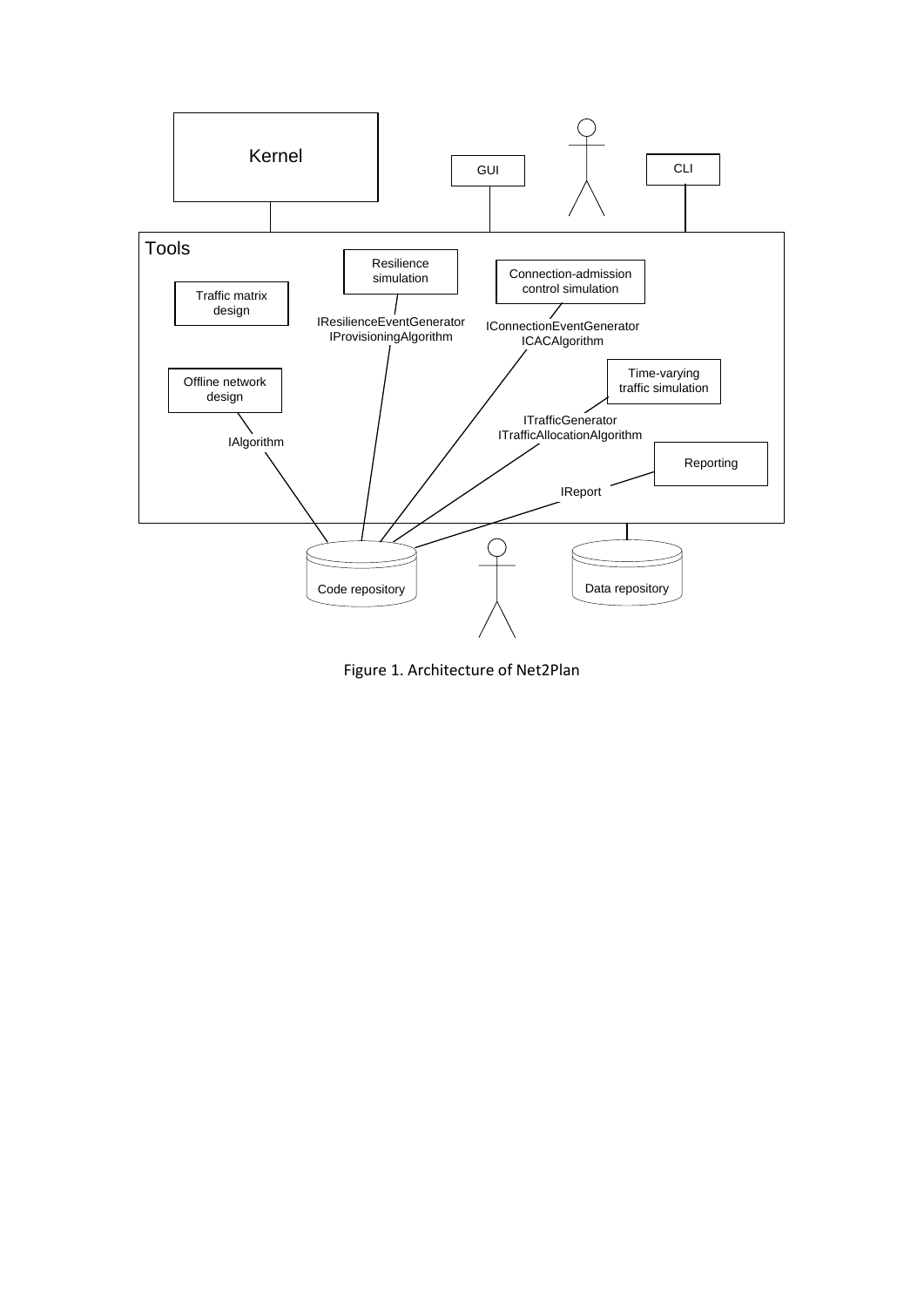Figure 1. Architecture of Net2Plan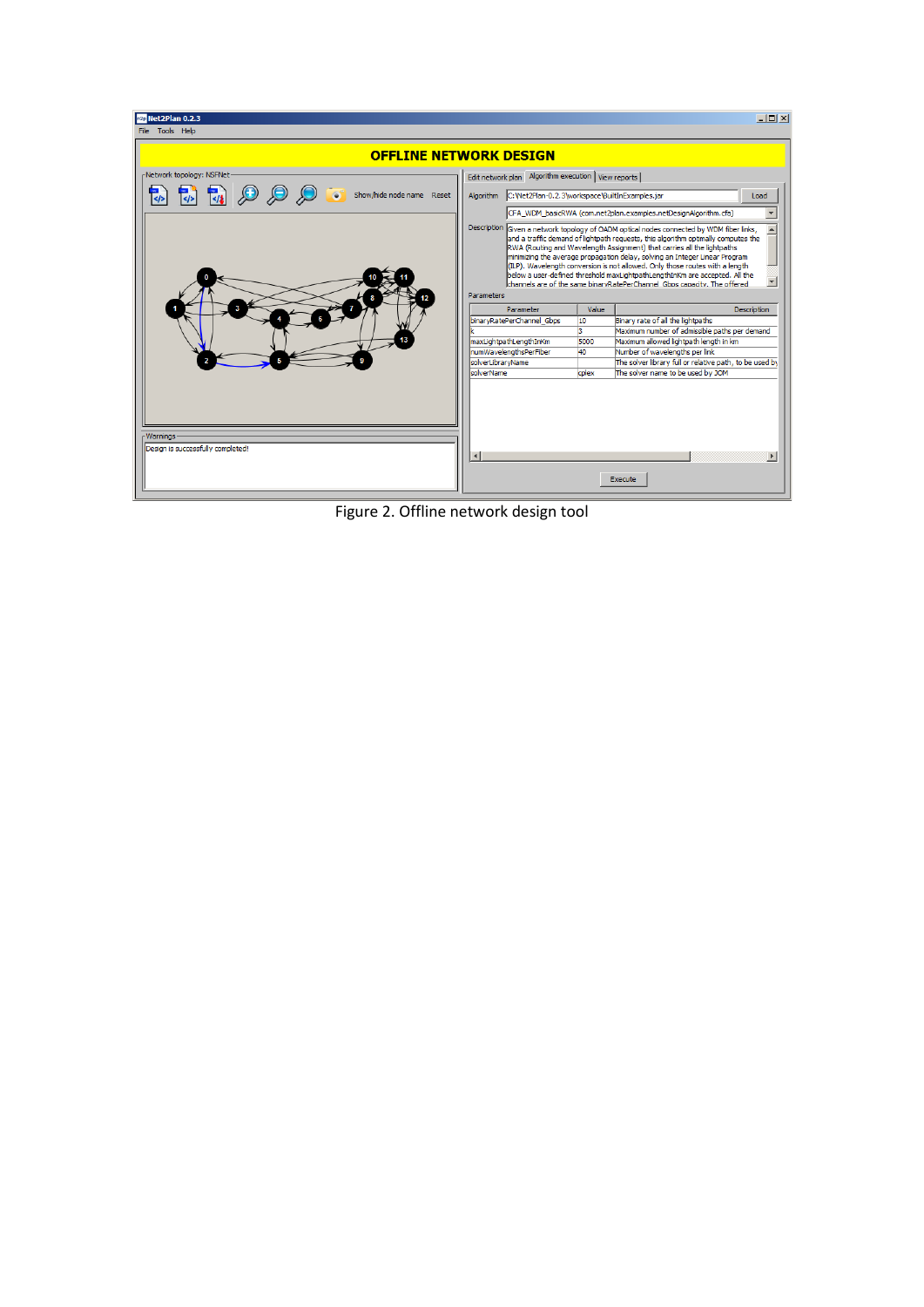Figure 2. Offline network design tool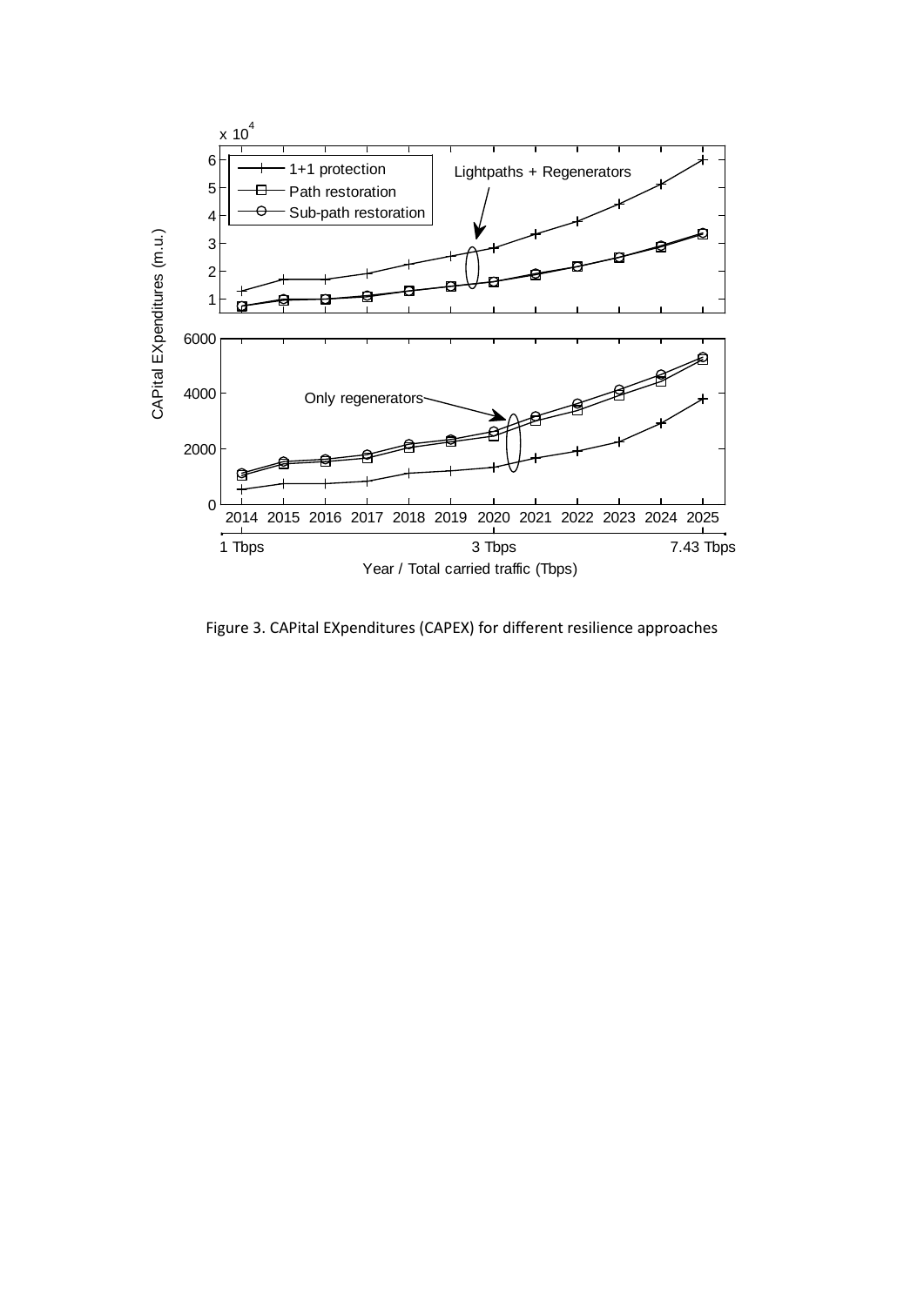Figure 3. CAPital EXpenditures (CAPEX) for different resilience approaches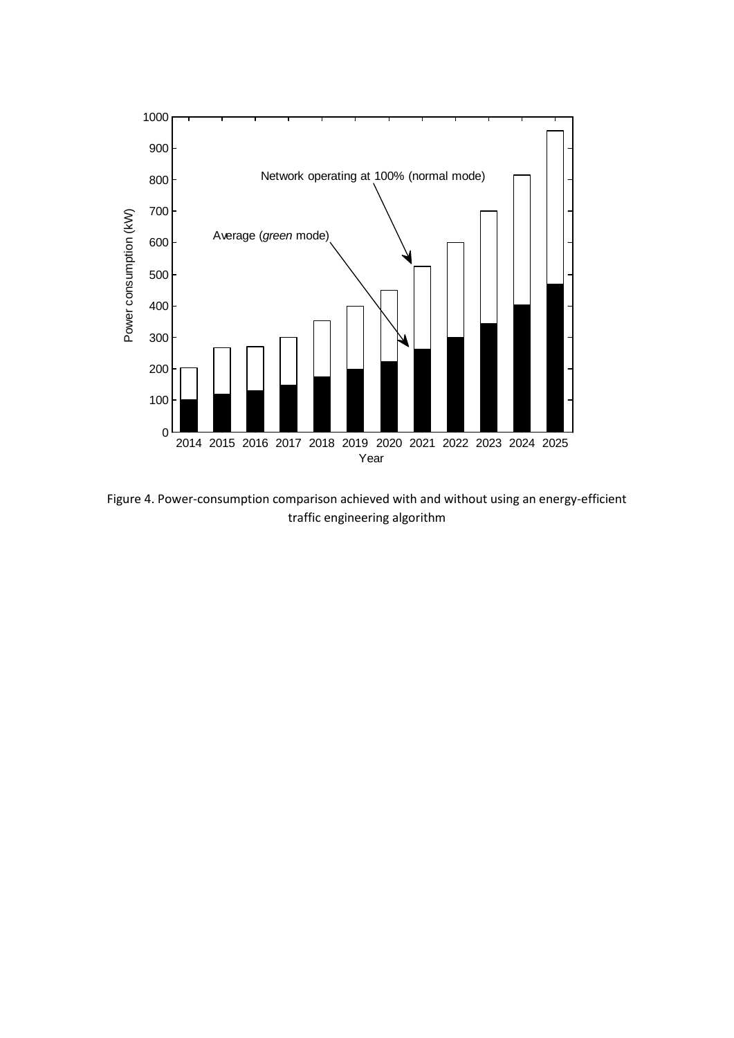1000
900
800
700
600
500
400
300
200
100
0

Power consumption (kW)

Network operating at 100% (normal mode)

Average (*green* mode)

2014 2015 2016 2017 2018 2019 2020 2021 2022 2023 2024 2025

Year

Figure 4. Power-consumption comparison achieved with and without using an energy-efficient traffic engineering algorithm